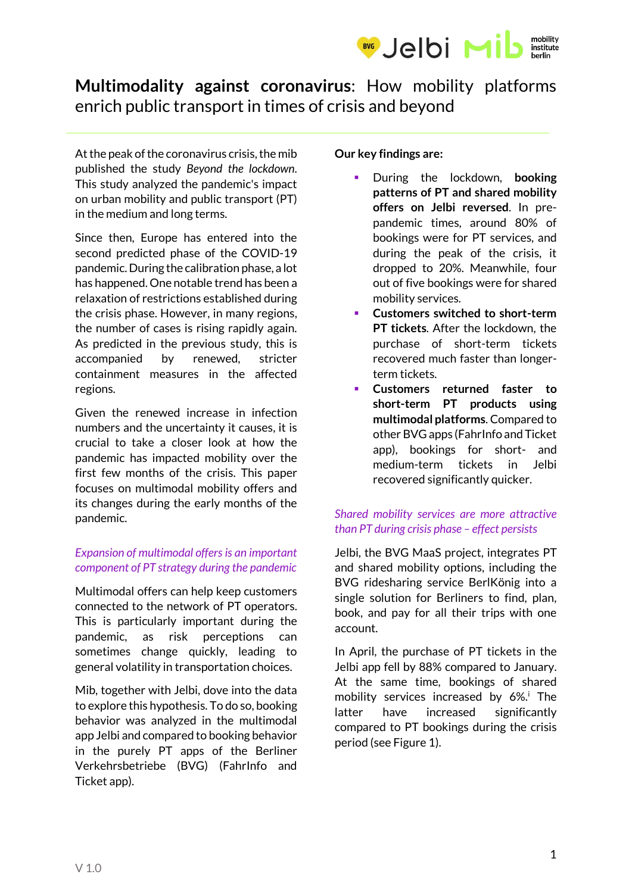# **Multimodality against coronavirus**: How mobility platforms enrich public transport in times of crisis and beyond

At the peak of the coronavirus crisis, the mib published the study *Beyond the lockdown*. This study analyzed the pandemic's impact on urban mobility and public transport (PT) in the medium and long terms.

Since then, Europe has entered into the second predicted phase of the COVID-19 pandemic. During the calibration phase, a lot has happened. One notable trend has been a relaxation of restrictions established during the crisis phase. However, in many regions, the number of cases is rising rapidly again. As predicted in the previous study, this is accompanied by renewed, stricter containment measures in the affected regions.

Given the renewed increase in infection numbers and the uncertainty it causes, it is crucial to take a closer look at how the pandemic has impacted mobility over the first few months of the crisis. This paper focuses on multimodal mobility offers and its changes during the early months of the pandemic.

## *Expansion of multimodal offers is an important component of PT strategy during the pandemic*

Multimodal offers can help keep customers connected to the network of PT operators. This is particularly important during the pandemic, as risk perceptions can sometimes change quickly, leading to general volatility in transportation choices.

Mib, together with Jelbi, dove into the data to explore this hypothesis. To do so, booking behavior was analyzed in the multimodal app Jelbi and compared to booking behavior in the purely PT apps of the Berliner Verkehrsbetriebe (BVG) (FahrInfo and Ticket app).

**Our key findings are:**

- During the lockdown, **booking patterns of PT and shared mobility offers on Jelbi reversed**. In pre-pandemic times, around 80% of bookings were for PT services, and during the peak of the crisis, it dropped to 20%. Meanwhile, four out of five bookings were for shared mobility services.
- **Customers switched to short-term PT tickets**. After the lockdown, the purchase of short-term tickets recovered much faster than longer-term tickets.
- **Customers returned faster to short-term PT products using multimodal platforms**. Compared to other BVG apps (FahrInfo and Ticket app), bookings for short- and medium-term tickets in Jelbi recovered significantly quicker.

## *Shared mobility services are more attractive than PT during crisis phase – effect persists*

Jelbi, the BVG MaaS project, integrates PT and shared mobility options, including the BVG ridesharing service BerlKönig into a single solution for Berliners to find, plan, book, and pay for all their trips with one account.

In April, the purchase of PT tickets in the Jelbi app fell by 88% compared to January. At the same time, bookings of shared mobility services increased by 6%.[i] The latter have increased significantly compared to PT bookings during the crisis period (see Figure 1).

V 1.0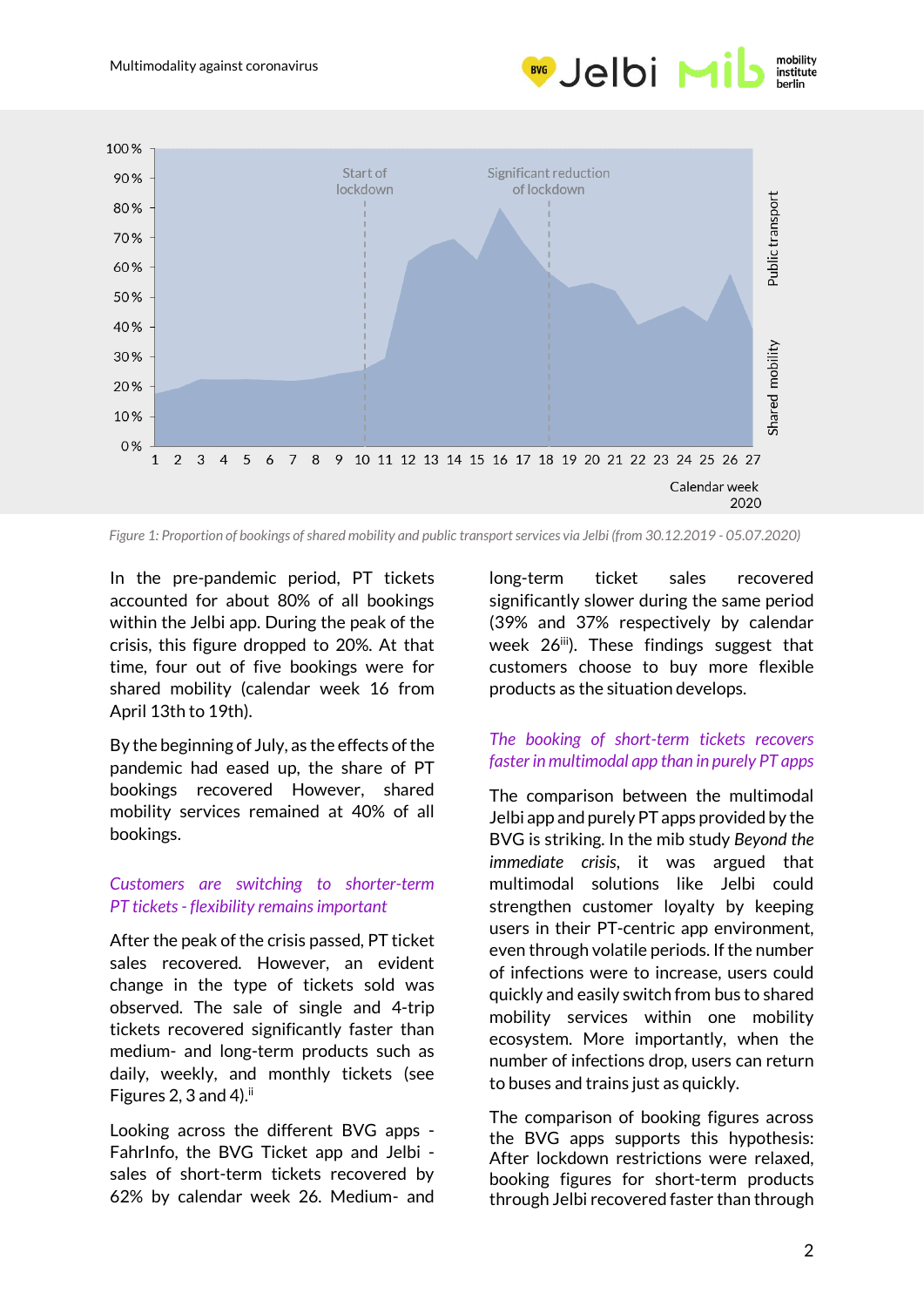Figure 1: Proportion of bookings of shared mobility and public transport services via Jelbi (from 30.12.2019 - 05.07.2020)

In the pre-pandemic period, PT tickets accounted for about 80% of all bookings within the Jelbi app. During the peak of the crisis, this figure dropped to 20%. At that time, four out of five bookings were for shared mobility (calendar week 16 from April 13th to 19th).

By the beginning of July, as the effects of the pandemic had eased up, the share of PT bookings recovered However, shared mobility services remained at 40% of all bookings.

### *Customers are switching to shorter-term PT tickets - flexibility remains important*

After the peak of the crisis passed, PT ticket sales recovered. However, an evident change in the type of tickets sold was observed. The sale of single and 4-trip tickets recovered significantly faster than medium- and long-term products such as daily, weekly, and monthly tickets (see Figures 2, 3 and 4).[ii]

Looking across the different BVG apps - FahrInfo, the BVG Ticket app and Jelbi - sales of short-term tickets recovered by 62% by calendar week 26. Medium- and long-term ticket sales recovered significantly slower during the same period (39% and 37% respectively by calendar week 26[iii]). These findings suggest that customers choose to buy more flexible products as the situation develops.

### *The booking of short-term tickets recovers faster in multimodal app than in purely PT apps*

The comparison between the multimodal Jelbi app and purely PT apps provided by the BVG is striking. In the mib study *Beyond the immediate crisis*, it was argued that multimodal solutions like Jelbi could strengthen customer loyalty by keeping users in their PT-centric app environment, even through volatile periods. If the number of infections were to increase, users could quickly and easily switch from bus to shared mobility services within one mobility ecosystem. More importantly, when the number of infections drop, users can return to buses and trains just as quickly.

The comparison of booking figures across the BVG apps supports this hypothesis: After lockdown restrictions were relaxed, booking figures for short-term products through Jelbi recovered faster than through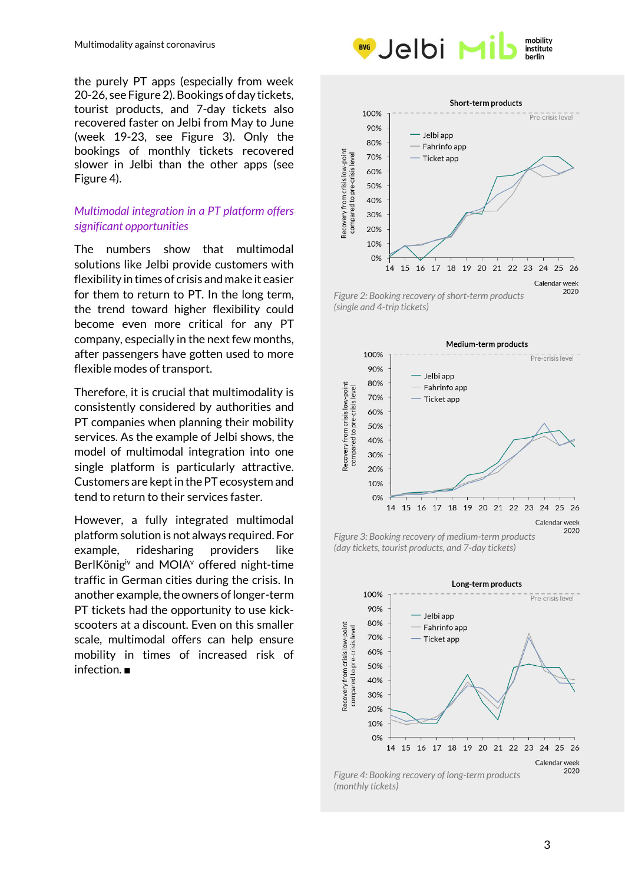the purely PT apps (especially from week 20-26, see Figure 2). Bookings of day tickets, tourist products, and 7-day tickets also recovered faster on Jelbi from May to June (week 19-23, see Figure 3). Only the bookings of monthly tickets recovered slower in Jelbi than the other apps (see Figure 4).

## *Multimodal integration in a PT platform offers significant opportunities*

The numbers show that multimodal solutions like Jelbi provide customers with flexibility in times of crisis and make it easier for them to return to PT. In the long term, the trend toward higher flexibility could become even more critical for any PT company, especially in the next few months, after passengers have gotten used to more flexible modes of transport.

Therefore, it is crucial that multimodality is consistently considered by authorities and PT companies when planning their mobility services. As the example of Jelbi shows, the model of multimodal integration into one single platform is particularly attractive. Customers are kept in the PT ecosystem and tend to return to their services faster.

However, a fully integrated multimodal platform solution is not always required. For example, ridesharing providers like BerlKönig[iv] and MOIA[v] offered night-time traffic in German cities during the crisis. In another example, the owners of longer-term PT tickets had the opportunity to use kick-scooters at a discount. Even on this smaller scale, multimodal offers can help ensure mobility in times of increased risk of infection. ■

*Figure 2: Booking recovery of short-term products (single and 4-trip tickets)*

*Figure 3: Booking recovery of medium-term products (day tickets, tourist products, and 7-day tickets)*

*Figure 4: Booking recovery of long-term products (monthly tickets)*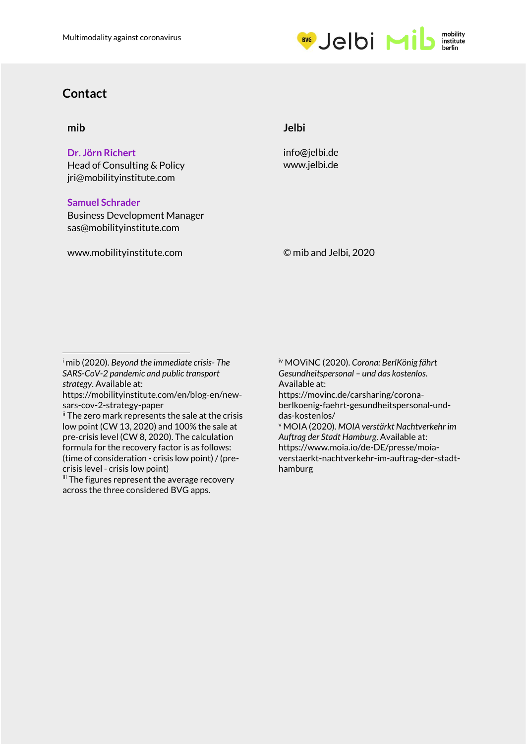## Contact

### mib

**Dr. Jörn Richert**
Head of Consulting & Policy
jri@mobilityinstitute.com

**Samuel Schrader**
Business Development Manager
sas@mobilityinstitute.com

www.mobilityinstitute.com

### Jelbi

info@jelbi.de
www.jelbi.de

© mib and Jelbi, 2020

---

[i] mib (2020). *Beyond the immediate crisis- The SARS-CoV-2 pandemic and public transport strategy*. Available at: https://mobilityinstitute.com/en/blog-en/new-sars-cov-2-strategy-paper

[ii] The zero mark represents the sale at the crisis low point (CW 13, 2020) and 100% the sale at pre-crisis level (CW 8, 2020). The calculation formula for the recovery factor is as follows: (time of consideration - crisis low point) / (pre-crisis level - crisis low point)

[iii] The figures represent the average recovery across the three considered BVG apps.

[iv] MOViNC (2020). *Corona: BerlKönig fährt Gesundheitspersonal – und das kostenlos.* Available at: https://movinc.de/carsharing/corona-berlkoenig-faehrt-gesundheitspersonal-und-das-kostenlos/

[v] MOIA (2020). *MOIA verstärkt Nachtverkehr im Auftrag der Stadt Hamburg*. Available at: https://www.moia.io/de-DE/presse/moia-verstaerkt-nachtverkehr-im-auftrag-der-stadt-hamburg